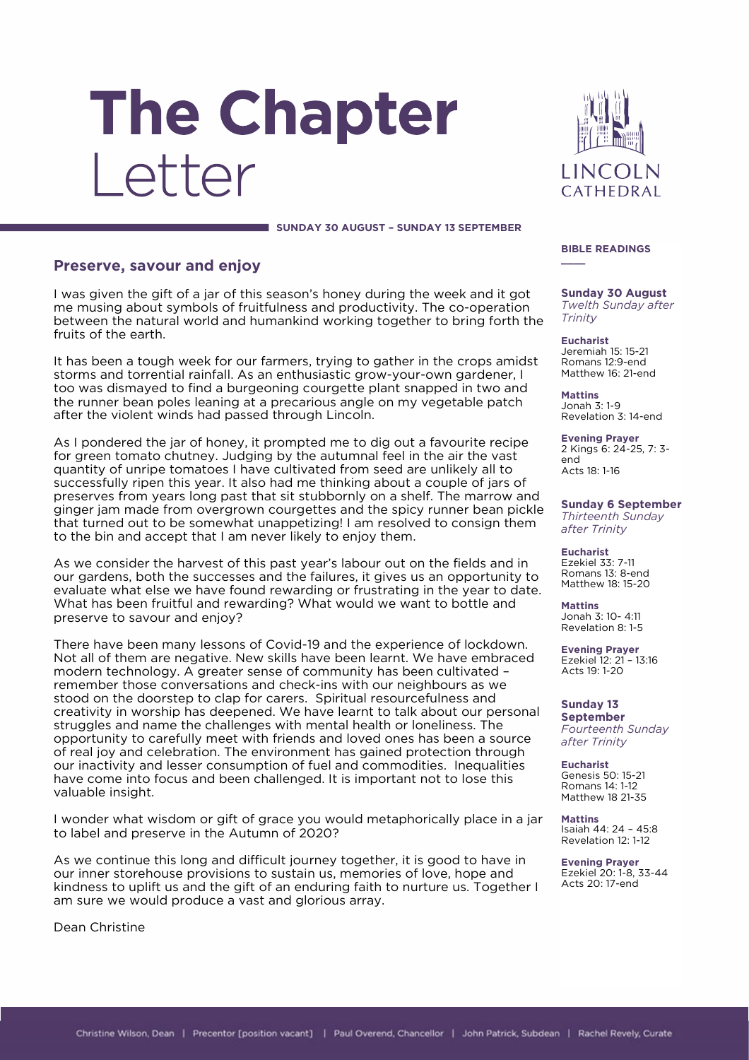# The Chapter Letter

LINCOLN CATHEDRAL

**SUNDAY 30 AUGUST – SUNDAY 13 SEPTEMBER**

## Preserve, savour and enjoy

I was given the gift of a jar of this season's honey during the week and it got me musing about symbols of fruitfulness and productivity. The co-operation between the natural world and humankind working together to bring forth the fruits of the earth.

It has been a tough week for our farmers, trying to gather in the crops amidst storms and torrential rainfall. As an enthusiastic grow-your-own gardener, I too was dismayed to find a burgeoning courgette plant snapped in two and the runner bean poles leaning at a precarious angle on my vegetable patch after the violent winds had passed through Lincoln.

As I pondered the jar of honey, it prompted me to dig out a favourite recipe for green tomato chutney. Judging by the autumnal feel in the air the vast quantity of unripe tomatoes I have cultivated from seed are unlikely all to successfully ripen this year. It also had me thinking about a couple of jars of preserves from years long past that sit stubbornly on a shelf. The marrow and ginger jam made from overgrown courgettes and the spicy runner bean pickle that turned out to be somewhat unappetizing! I am resolved to consign them to the bin and accept that I am never likely to enjoy them.

As we consider the harvest of this past year's labour out on the fields and in our gardens, both the successes and the failures, it gives us an opportunity to evaluate what else we have found rewarding or frustrating in the year to date. What has been fruitful and rewarding? What would we want to bottle and preserve to savour and enjoy?

There have been many lessons of Covid-19 and the experience of lockdown. Not all of them are negative. New skills have been learnt. We have embraced modern technology. A greater sense of community has been cultivated – remember those conversations and check-ins with our neighbours as we stood on the doorstep to clap for carers. Spiritual resourcefulness and creativity in worship has deepened. We have learnt to talk about our personal struggles and name the challenges with mental health or loneliness. The opportunity to carefully meet with friends and loved ones has been a source of real joy and celebration. The environment has gained protection through our inactivity and lesser consumption of fuel and commodities. Inequalities have come into focus and been challenged. It is important not to lose this valuable insight.

I wonder what wisdom or gift of grace you would metaphorically place in a jar to label and preserve in the Autumn of 2020?

As we continue this long and difficult journey together, it is good to have in our inner storehouse provisions to sustain us, memories of love, hope and kindness to uplift us and the gift of an enduring faith to nurture us. Together I am sure we would produce a vast and glorious array.

Dean Christine

## BIBLE READINGS

**Sunday 30 August**
*Twelth Sunday after Trinity*

**Eucharist**
Jeremiah 15: 15-21
Romans 12:9-end
Matthew 16: 21-end

**Mattins**
Jonah 3: 1-9
Revelation 3: 14-end

**Evening Prayer**
2 Kings 6: 24-25, 7: 3-end
Acts 18: 1-16

**Sunday 6 September**
*Thirteenth Sunday after Trinity*

**Eucharist**
Ezekiel 33: 7-11
Romans 13: 8-end
Matthew 18: 15-20

**Mattins**
Jonah 3: 10- 4:11
Revelation 8: 1-5

**Evening Prayer**
Ezekiel 12: 21 – 13:16
Acts 19: 1-20

**Sunday 13 September**
*Fourteenth Sunday after Trinity*

**Eucharist**
Genesis 50: 15-21
Romans 14: 1-12
Matthew 18 21-35

**Mattins**
Isaiah 44: 24 – 45:8
Revelation 12: 1-12

**Evening Prayer**
Ezekiel 20: 1-8, 33-44
Acts 20: 17-end

Christine Wilson, Dean | Precentor [position vacant] | Paul Overend, Chancellor | John Patrick, Subdean | Rachel Revely, Curate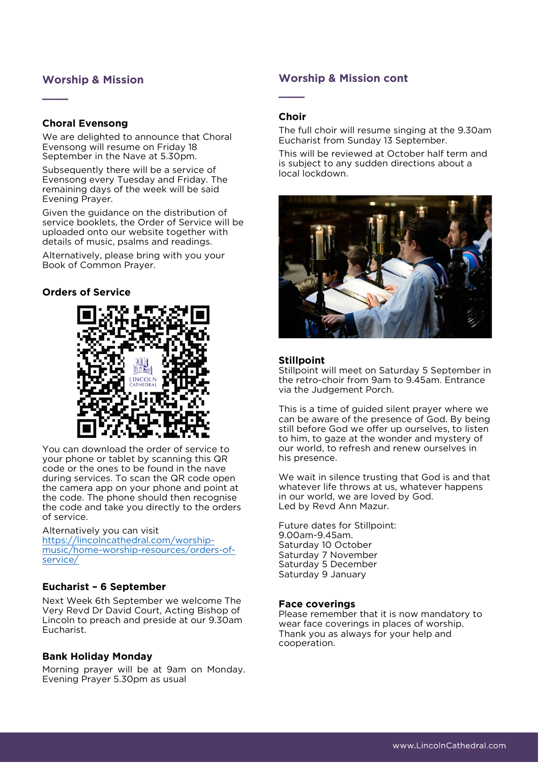## Worship & Mission

### Choral Evensong

We are delighted to announce that Choral Evensong will resume on Friday 18 September in the Nave at 5.30pm.

Subsequently there will be a service of Evensong every Tuesday and Friday. The remaining days of the week will be said Evening Prayer.

Given the guidance on the distribution of service booklets, the Order of Service will be uploaded onto our website together with details of music, psalms and readings.

Alternatively, please bring with you your Book of Common Prayer.

### Orders of Service

You can download the order of service to your phone or tablet by scanning this QR code or the ones to be found in the nave during services. To scan the QR code open the camera app on your phone and point at the code. The phone should then recognise the code and take you directly to the orders of service.

Alternatively you can visit [https://lincolncathedral.com/worship-music/home-worship-resources/orders-of-service/](https://lincolncathedral.com/worship-music/home-worship-resources/orders-of-service/)

### Eucharist – 6 September

Next Week 6th September we welcome The Very Revd Dr David Court, Acting Bishop of Lincoln to preach and preside at our 9.30am Eucharist.

### Bank Holiday Monday

Morning prayer will be at 9am on Monday. Evening Prayer 5.30pm as usual

## Worship & Mission cont

### Choir

The full choir will resume singing at the 9.30am Eucharist from Sunday 13 September.

This will be reviewed at October half term and is subject to any sudden directions about a local lockdown.

### Stillpoint

Stillpoint will meet on Saturday 5 September in the retro-choir from 9am to 9.45am. Entrance via the Judgement Porch.

This is a time of guided silent prayer where we can be aware of the presence of God. By being still before God we offer up ourselves, to listen to him, to gaze at the wonder and mystery of our world, to refresh and renew ourselves in his presence.

We wait in silence trusting that God is and that whatever life throws at us, whatever happens in our world, we are loved by God.
Led by Revd Ann Mazur.

Future dates for Stillpoint:
9.00am-9.45am.
Saturday 10 October
Saturday 7 November
Saturday 5 December
Saturday 9 January

### Face coverings

Please remember that it is now mandatory to wear face coverings in places of worship. Thank you as always for your help and cooperation.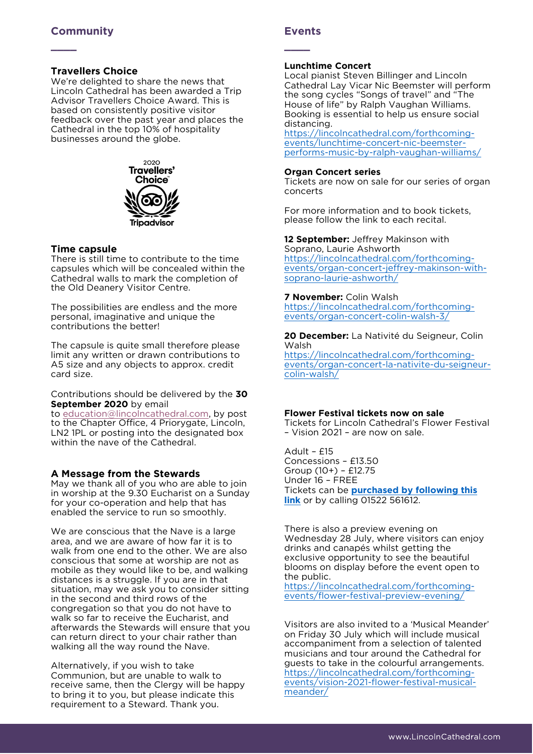## Community

### Travellers Choice

We're delighted to share the news that Lincoln Cathedral has been awarded a Trip Advisor Travellers Choice Award. This is based on consistently positive visitor feedback over the past year and places the Cathedral in the top 10% of hospitality businesses around the globe.

### Time capsule

There is still time to contribute to the time capsules which will be concealed within the Cathedral walls to mark the completion of the Old Deanery Visitor Centre.

The possibilities are endless and the more personal, imaginative and unique the contributions the better!

The capsule is quite small therefore please limit any written or drawn contributions to A5 size and any objects to approx. credit card size.

Contributions should be delivered by the **30 September 2020** by email to education@lincolncathedral.com, by post to the Chapter Office, 4 Priorygate, Lincoln, LN2 1PL or posting into the designated box within the nave of the Cathedral.

### A Message from the Stewards

May we thank all of you who are able to join in worship at the 9.30 Eucharist on a Sunday for your co-operation and help that has enabled the service to run so smoothly.

We are conscious that the Nave is a large area, and we are aware of how far it is to walk from one end to the other. We are also conscious that some at worship are not as mobile as they would like to be, and walking distances is a struggle. If you are in that situation, may we ask you to consider sitting in the second and third rows of the congregation so that you do not have to walk so far to receive the Eucharist, and afterwards the Stewards will ensure that you can return direct to your chair rather than walking all the way round the Nave.

Alternatively, if you wish to take Communion, but are unable to walk to receive same, then the Clergy will be happy to bring it to you, but please indicate this requirement to a Steward. Thank you.

## Events

### Lunchtime Concert

Local pianist Steven Billinger and Lincoln Cathedral Lay Vicar Nic Beemster will perform the song cycles "Songs of travel" and "The House of life" by Ralph Vaughan Williams. Booking is essential to help us ensure social distancing.
https://lincolncathedral.com/forthcoming-events/lunchtime-concert-nic-beemster-performs-music-by-ralph-vaughan-williams/

### Organ Concert series

Tickets are now on sale for our series of organ concerts

For more information and to book tickets, please follow the link to each recital.

**12 September:** Jeffrey Makinson with Soprano, Laurie Ashworth
https://lincolncathedral.com/forthcoming-events/organ-concert-jeffrey-makinson-with-soprano-laurie-ashworth/

**7 November:** Colin Walsh
https://lincolncathedral.com/forthcoming-events/organ-concert-colin-walsh-3/

**20 December:** La Nativité du Seigneur, Colin Walsh
https://lincolncathedral.com/forthcoming-events/organ-concert-la-nativite-du-seigneur-colin-walsh/

### Flower Festival tickets now on sale

Tickets for Lincoln Cathedral's Flower Festival – Vision 2021 – are now on sale.

Adult – £15
Concessions – £13.50
Group (10+) – £12.75
Under 16 – FREE
Tickets can be **purchased by following this link** or by calling 01522 561612.

There is also a preview evening on Wednesday 28 July, where visitors can enjoy drinks and canapés whilst getting the exclusive opportunity to see the beautiful blooms on display before the event open to the public.
https://lincolncathedral.com/forthcoming-events/flower-festival-preview-evening/

Visitors are also invited to a 'Musical Meander' on Friday 30 July which will include musical accompaniment from a selection of talented musicians and tour around the Cathedral for guests to take in the colourful arrangements.
https://lincolncathedral.com/forthcoming-events/vision-2021-flower-festival-musical-meander/